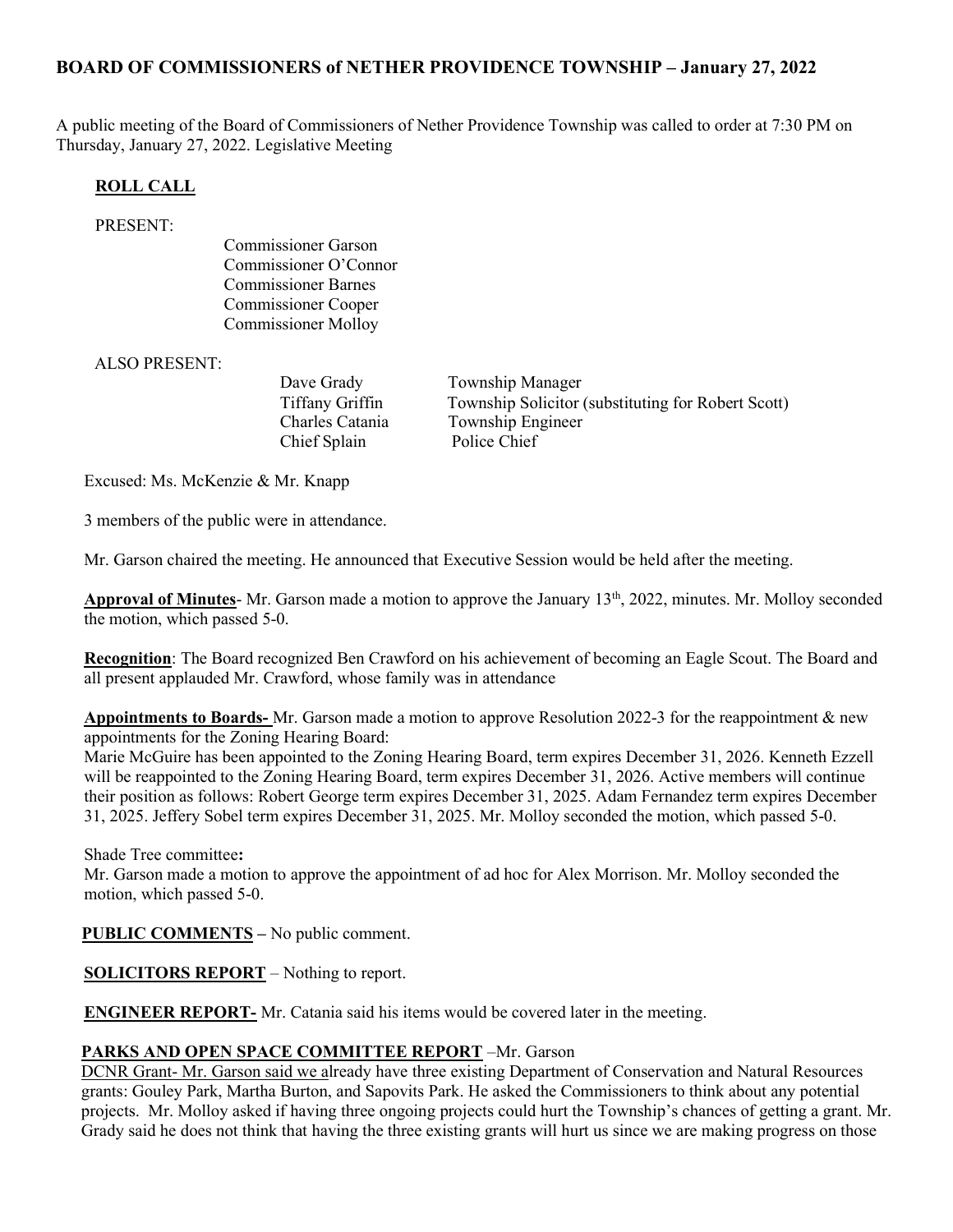## BOARD OF COMMISSIONERS of NETHER PROVIDENCE TOWNSHIP – January 27, 2022

A public meeting of the Board of Commissioners of Nether Providence Township was called to order at 7:30 PM on Thursday, January 27, 2022. Legislative Meeting

**ROLL CALL**

PRESENT:

Commissioner Garson
Commissioner O'Connor
Commissioner Barnes
Commissioner Cooper
Commissioner Molloy

ALSO PRESENT:

| | |
|---|---|
| Dave Grady | Township Manager |
| Tiffany Griffin | Township Solicitor (substituting for Robert Scott) |
| Charles Catania | Township Engineer |
| Chief Splain | Police Chief |

Excused: Ms. McKenzie & Mr. Knapp

3 members of the public were in attendance.

Mr. Garson chaired the meeting. He announced that Executive Session would be held after the meeting.

**Approval of Minutes**- Mr. Garson made a motion to approve the January 13th, 2022, minutes. Mr. Molloy seconded the motion, which passed 5-0.

**Recognition**: The Board recognized Ben Crawford on his achievement of becoming an Eagle Scout. The Board and all present applauded Mr. Crawford, whose family was in attendance

**Appointments to Boards-** Mr. Garson made a motion to approve Resolution 2022-3 for the reappointment & new appointments for the Zoning Hearing Board:
Marie McGuire has been appointed to the Zoning Hearing Board, term expires December 31, 2026. Kenneth Ezzell will be reappointed to the Zoning Hearing Board, term expires December 31, 2026. Active members will continue their position as follows: Robert George term expires December 31, 2025. Adam Fernandez term expires December 31, 2025. Jeffery Sobel term expires December 31, 2025. Mr. Molloy seconded the motion, which passed 5-0.

Shade Tree committee**:**
Mr. Garson made a motion to approve the appointment of ad hoc for Alex Morrison. Mr. Molloy seconded the motion, which passed 5-0.

**PUBLIC COMMENTS –** No public comment.

**SOLICITORS REPORT** – Nothing to report.

**ENGINEER REPORT-** Mr. Catania said his items would be covered later in the meeting.

**PARKS AND OPEN SPACE COMMITTEE REPORT** –Mr. Garson
DCNR Grant- Mr. Garson said we already have three existing Department of Conservation and Natural Resources grants: Gouley Park, Martha Burton, and Sapovits Park. He asked the Commissioners to think about any potential projects. Mr. Molloy asked if having three ongoing projects could hurt the Township's chances of getting a grant. Mr. Grady said he does not think that having the three existing grants will hurt us since we are making progress on those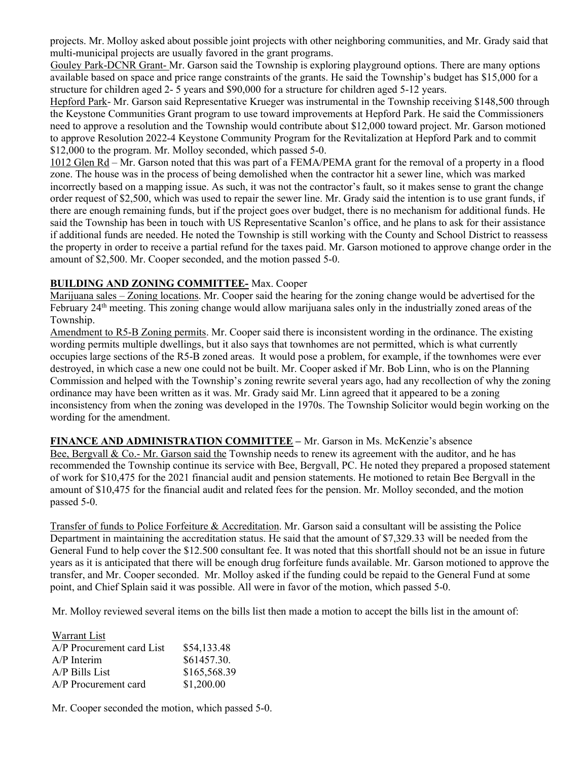projects. Mr. Molloy asked about possible joint projects with other neighboring communities, and Mr. Grady said that multi-municipal projects are usually favored in the grant programs.

Gouley Park-DCNR Grant- Mr. Garson said the Township is exploring playground options. There are many options available based on space and price range constraints of the grants. He said the Township's budget has $15,000 for a structure for children aged 2- 5 years and $90,000 for a structure for children aged 5-12 years.

Hepford Park- Mr. Garson said Representative Krueger was instrumental in the Township receiving $148,500 through the Keystone Communities Grant program to use toward improvements at Hepford Park. He said the Commissioners need to approve a resolution and the Township would contribute about $12,000 toward project. Mr. Garson motioned to approve Resolution 2022-4 Keystone Community Program for the Revitalization at Hepford Park and to commit $12,000 to the program. Mr. Molloy seconded, which passed 5-0.

1012 Glen Rd – Mr. Garson noted that this was part of a FEMA/PEMA grant for the removal of a property in a flood zone. The house was in the process of being demolished when the contractor hit a sewer line, which was marked incorrectly based on a mapping issue. As such, it was not the contractor's fault, so it makes sense to grant the change order request of $2,500, which was used to repair the sewer line. Mr. Grady said the intention is to use grant funds, if there are enough remaining funds, but if the project goes over budget, there is no mechanism for additional funds. He said the Township has been in touch with US Representative Scanlon's office, and he plans to ask for their assistance if additional funds are needed. He noted the Township is still working with the County and School District to reassess the property in order to receive a partial refund for the taxes paid. Mr. Garson motioned to approve change order in the amount of $2,500. Mr. Cooper seconded, and the motion passed 5-0.

**BUILDING AND ZONING COMMITTEE-** Max. Cooper

Marijuana sales – Zoning locations. Mr. Cooper said the hearing for the zoning change would be advertised for the February 24th meeting. This zoning change would allow marijuana sales only in the industrially zoned areas of the Township.

Amendment to R5-B Zoning permits. Mr. Cooper said there is inconsistent wording in the ordinance. The existing wording permits multiple dwellings, but it also says that townhomes are not permitted, which is what currently occupies large sections of the R5-B zoned areas. It would pose a problem, for example, if the townhomes were ever destroyed, in which case a new one could not be built. Mr. Cooper asked if Mr. Bob Linn, who is on the Planning Commission and helped with the Township's zoning rewrite several years ago, had any recollection of why the zoning ordinance may have been written as it was. Mr. Grady said Mr. Linn agreed that it appeared to be a zoning inconsistency from when the zoning was developed in the 1970s. The Township Solicitor would begin working on the wording for the amendment.

**FINANCE AND ADMINISTRATION COMMITTEE –** Mr. Garson in Ms. McKenzie's absence

Bee, Bergvall & Co.- Mr. Garson said the Township needs to renew its agreement with the auditor, and he has recommended the Township continue its service with Bee, Bergvall, PC. He noted they prepared a proposed statement of work for $10,475 for the 2021 financial audit and pension statements. He motioned to retain Bee Bergvall in the amount of $10,475 for the financial audit and related fees for the pension. Mr. Molloy seconded, and the motion passed 5-0.

Transfer of funds to Police Forfeiture & Accreditation. Mr. Garson said a consultant will be assisting the Police Department in maintaining the accreditation status. He said that the amount of $7,329.33 will be needed from the General Fund to help cover the $12.500 consultant fee. It was noted that this shortfall should not be an issue in future years as it is anticipated that there will be enough drug forfeiture funds available. Mr. Garson motioned to approve the transfer, and Mr. Cooper seconded. Mr. Molloy asked if the funding could be repaid to the General Fund at some point, and Chief Splain said it was possible. All were in favor of the motion, which passed 5-0.

Mr. Molloy reviewed several items on the bills list then made a motion to accept the bills list in the amount of:

| Warrant List | |
|---|---|
| A/P Procurement card List | $54,133.48 |
| A/P Interim | $61457.30. |
| A/P Bills List | $165,568.39 |
| A/P Procurement card | $1,200.00 |

Mr. Cooper seconded the motion, which passed 5-0.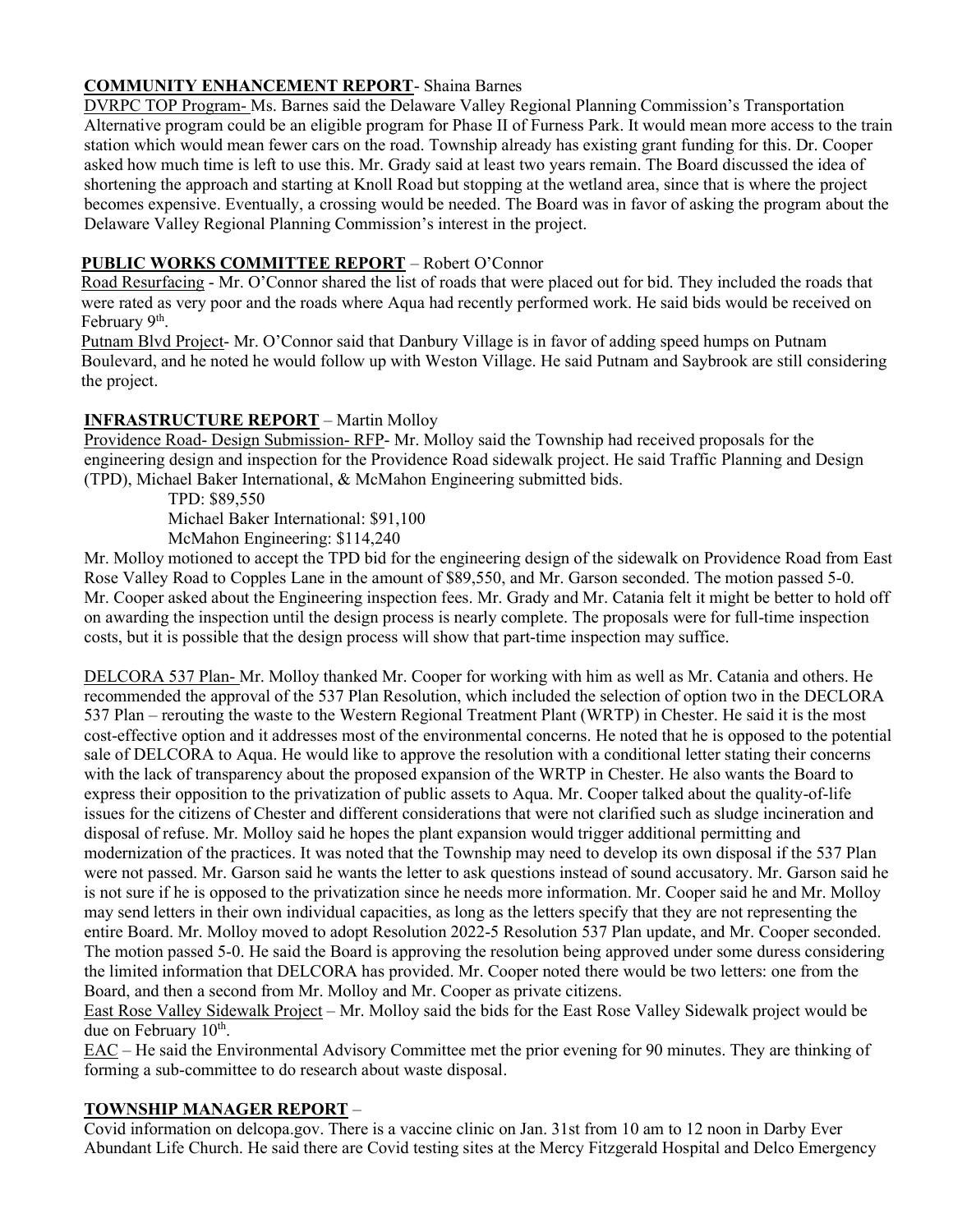**COMMUNITY ENHANCEMENT REPORT**- Shaina Barnes

DVRPC TOP Program- Ms. Barnes said the Delaware Valley Regional Planning Commission's Transportation Alternative program could be an eligible program for Phase II of Furness Park. It would mean more access to the train station which would mean fewer cars on the road. Township already has existing grant funding for this. Dr. Cooper asked how much time is left to use this. Mr. Grady said at least two years remain. The Board discussed the idea of shortening the approach and starting at Knoll Road but stopping at the wetland area, since that is where the project becomes expensive. Eventually, a crossing would be needed. The Board was in favor of asking the program about the Delaware Valley Regional Planning Commission's interest in the project.

**PUBLIC WORKS COMMITTEE REPORT** – Robert O'Connor

Road Resurfacing - Mr. O'Connor shared the list of roads that were placed out for bid. They included the roads that were rated as very poor and the roads where Aqua had recently performed work. He said bids would be received on February 9th.

Putnam Blvd Project- Mr. O'Connor said that Danbury Village is in favor of adding speed humps on Putnam Boulevard, and he noted he would follow up with Weston Village. He said Putnam and Saybrook are still considering the project.

**INFRASTRUCTURE REPORT** – Martin Molloy

Providence Road- Design Submission- RFP- Mr. Molloy said the Township had received proposals for the engineering design and inspection for the Providence Road sidewalk project. He said Traffic Planning and Design (TPD), Michael Baker International, & McMahon Engineering submitted bids.

TPD: $89,550
Michael Baker International: $91,100
McMahon Engineering: $114,240

Mr. Molloy motioned to accept the TPD bid for the engineering design of the sidewalk on Providence Road from East Rose Valley Road to Copples Lane in the amount of $89,550, and Mr. Garson seconded. The motion passed 5-0. Mr. Cooper asked about the Engineering inspection fees. Mr. Grady and Mr. Catania felt it might be better to hold off on awarding the inspection until the design process is nearly complete. The proposals were for full-time inspection costs, but it is possible that the design process will show that part-time inspection may suffice.

DELCORA 537 Plan- Mr. Molloy thanked Mr. Cooper for working with him as well as Mr. Catania and others. He recommended the approval of the 537 Plan Resolution, which included the selection of option two in the DECLORA 537 Plan – rerouting the waste to the Western Regional Treatment Plant (WRTP) in Chester. He said it is the most cost-effective option and it addresses most of the environmental concerns. He noted that he is opposed to the potential sale of DELCORA to Aqua. He would like to approve the resolution with a conditional letter stating their concerns with the lack of transparency about the proposed expansion of the WRTP in Chester. He also wants the Board to express their opposition to the privatization of public assets to Aqua. Mr. Cooper talked about the quality-of-life issues for the citizens of Chester and different considerations that were not clarified such as sludge incineration and disposal of refuse. Mr. Molloy said he hopes the plant expansion would trigger additional permitting and modernization of the practices. It was noted that the Township may need to develop its own disposal if the 537 Plan were not passed. Mr. Garson said he wants the letter to ask questions instead of sound accusatory. Mr. Garson said he is not sure if he is opposed to the privatization since he needs more information. Mr. Cooper said he and Mr. Molloy may send letters in their own individual capacities, as long as the letters specify that they are not representing the entire Board. Mr. Molloy moved to adopt Resolution 2022-5 Resolution 537 Plan update, and Mr. Cooper seconded. The motion passed 5-0. He said the Board is approving the resolution being approved under some duress considering the limited information that DELCORA has provided. Mr. Cooper noted there would be two letters: one from the Board, and then a second from Mr. Molloy and Mr. Cooper as private citizens.

East Rose Valley Sidewalk Project – Mr. Molloy said the bids for the East Rose Valley Sidewalk project would be due on February 10th.

EAC – He said the Environmental Advisory Committee met the prior evening for 90 minutes. They are thinking of forming a sub-committee to do research about waste disposal.

**TOWNSHIP MANAGER REPORT** –

Covid information on delcopa.gov. There is a vaccine clinic on Jan. 31st from 10 am to 12 noon in Darby Ever Abundant Life Church. He said there are Covid testing sites at the Mercy Fitzgerald Hospital and Delco Emergency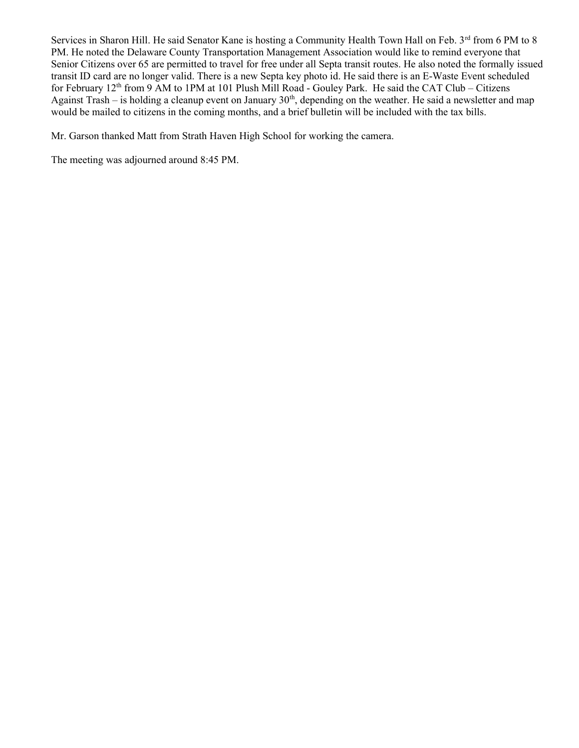Services in Sharon Hill. He said Senator Kane is hosting a Community Health Town Hall on Feb. 3rd from 6 PM to 8 PM. He noted the Delaware County Transportation Management Association would like to remind everyone that Senior Citizens over 65 are permitted to travel for free under all Septa transit routes. He also noted the formally issued transit ID card are no longer valid. There is a new Septa key photo id. He said there is an E-Waste Event scheduled for February 12th from 9 AM to 1PM at 101 Plush Mill Road - Gouley Park. He said the CAT Club – Citizens Against Trash – is holding a cleanup event on January 30th, depending on the weather. He said a newsletter and map would be mailed to citizens in the coming months, and a brief bulletin will be included with the tax bills.

Mr. Garson thanked Matt from Strath Haven High School for working the camera.

The meeting was adjourned around 8:45 PM.